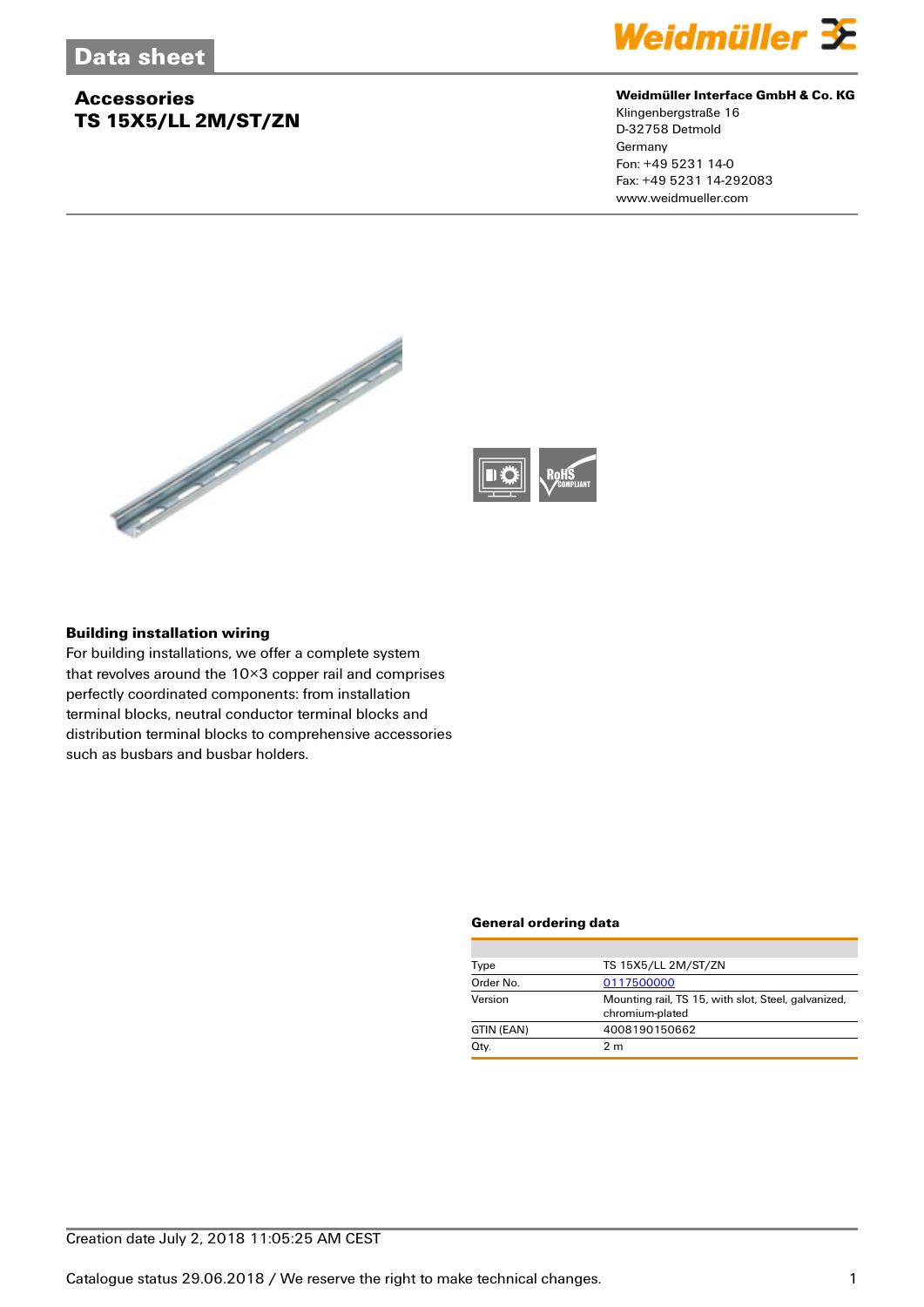# Data sheet

## Accessories
## TS 15X5/LL 2M/ST/ZN

**Weidmüller Interface GmbH & Co. KG**
Klingenbergstraße 16
D-32758 Detmold
Germany
Fon: +49 5231 14-0
Fax: +49 5231 14-292083
www.weidmueller.com

### Building installation wiring

For building installations, we offer a complete system that revolves around the 10×3 copper rail and comprises perfectly coordinated components: from installation terminal blocks, neutral conductor terminal blocks and distribution terminal blocks to comprehensive accessories such as busbars and busbar holders.

### General ordering data

| | |
|---|---|
| Type | TS 15X5/LL 2M/ST/ZN |
| Order No. | 0117500000 |
| Version | Mounting rail, TS 15, with slot, Steel, galvanized, chromium-plated |
| GTIN (EAN) | 4008190150662 |
| Qty. | 2 m |

Creation date July 2, 2018 11:05:25 AM CEST

Catalogue status 29.06.2018 / We reserve the right to make technical changes.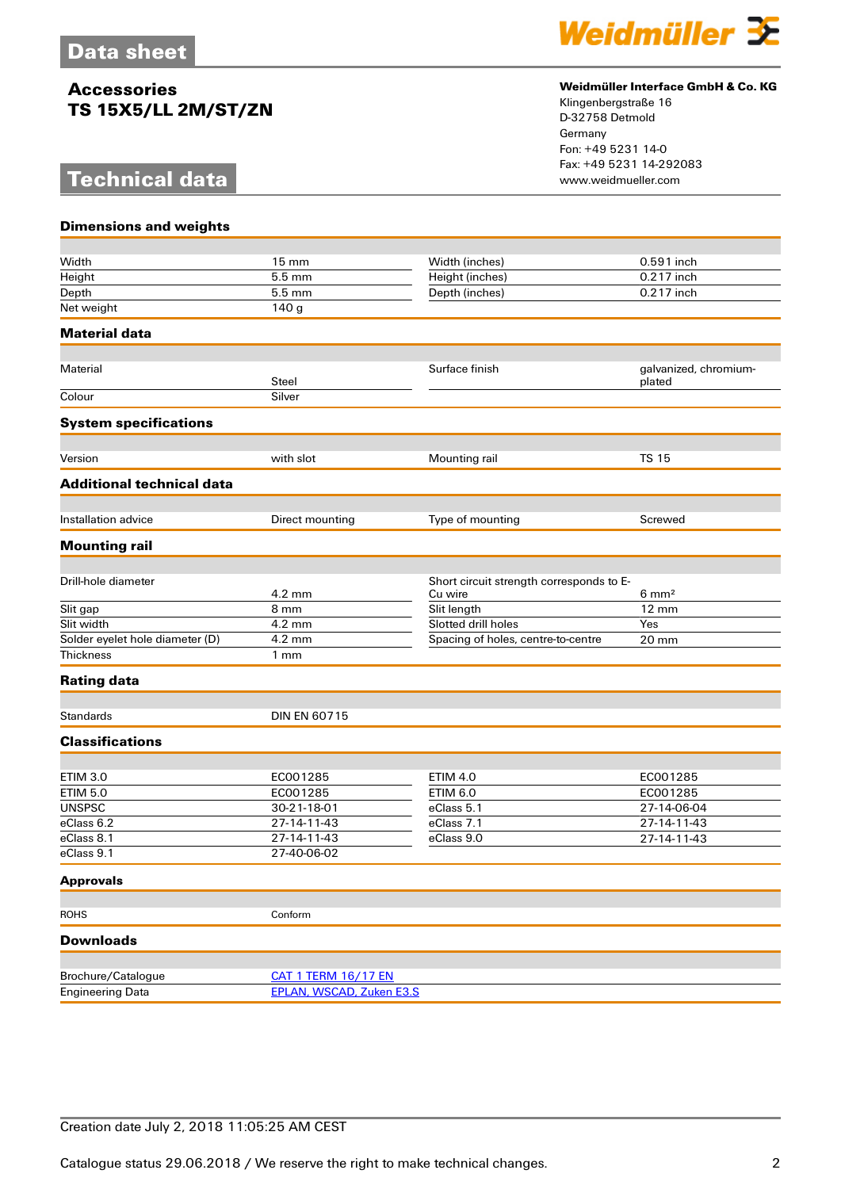# Data sheet

## Accessories
## TS 15X5/LL 2M/ST/ZN

**Weidmüller Interface GmbH & Co. KG**
Klingenbergstraße 16
D-32758 Detmold
Germany
Fon: +49 5231 14-0
Fax: +49 5231 14-292083
www.weidmueller.com

# Technical data

### Dimensions and weights

| | | | |
|---|---|---|---|
| Width | 15 mm | Width (inches) | 0.591 inch |
| Height | 5.5 mm | Height (inches) | 0.217 inch |
| Depth | 5.5 mm | Depth (inches) | 0.217 inch |
| Net weight | 140 g | | |

### Material data

| | | | |
|---|---|---|---|
| Material | Steel | Surface finish | galvanized, chromium-plated |
| Colour | Silver | | |

### System specifications

| | | | |
|---|---|---|---|
| Version | with slot | Mounting rail | TS 15 |

### Additional technical data

| | | | |
|---|---|---|---|
| Installation advice | Direct mounting | Type of mounting | Screwed |

### Mounting rail

| | | | |
|---|---|---|---|
| Drill-hole diameter | 4.2 mm | Short circuit strength corresponds to E-Cu wire | 6 mm² |
| Slit gap | 8 mm | Slit length | 12 mm |
| Slit width | 4.2 mm | Slotted drill holes | Yes |
| Solder eyelet hole diameter (D) | 4.2 mm | Spacing of holes, centre-to-centre | 20 mm |
| Thickness | 1 mm | | |

### Rating data

| | |
|---|---|
| Standards | DIN EN 60715 |

### Classifications

| | | | |
|---|---|---|---|
| ETIM 3.0 | EC001285 | ETIM 4.0 | EC001285 |
| ETIM 5.0 | EC001285 | ETIM 6.0 | EC001285 |
| UNSPSC | 30-21-18-01 | eClass 5.1 | 27-14-06-04 |
| eClass 6.2 | 27-14-11-43 | eClass 7.1 | 27-14-11-43 |
| eClass 8.1 | 27-14-11-43 | eClass 9.0 | 27-14-11-43 |
| eClass 9.1 | 27-40-06-02 | | |

### Approvals

| | |
|---|---|
| ROHS | Conform |

### Downloads

| | |
|---|---|
| Brochure/Catalogue | CAT 1 TERM 16/17 EN |
| Engineering Data | EPLAN, WSCAD, Zuken E3.S |

Creation date July 2, 2018 11:05:25 AM CEST

Catalogue status 29.06.2018 / We reserve the right to make technical changes.